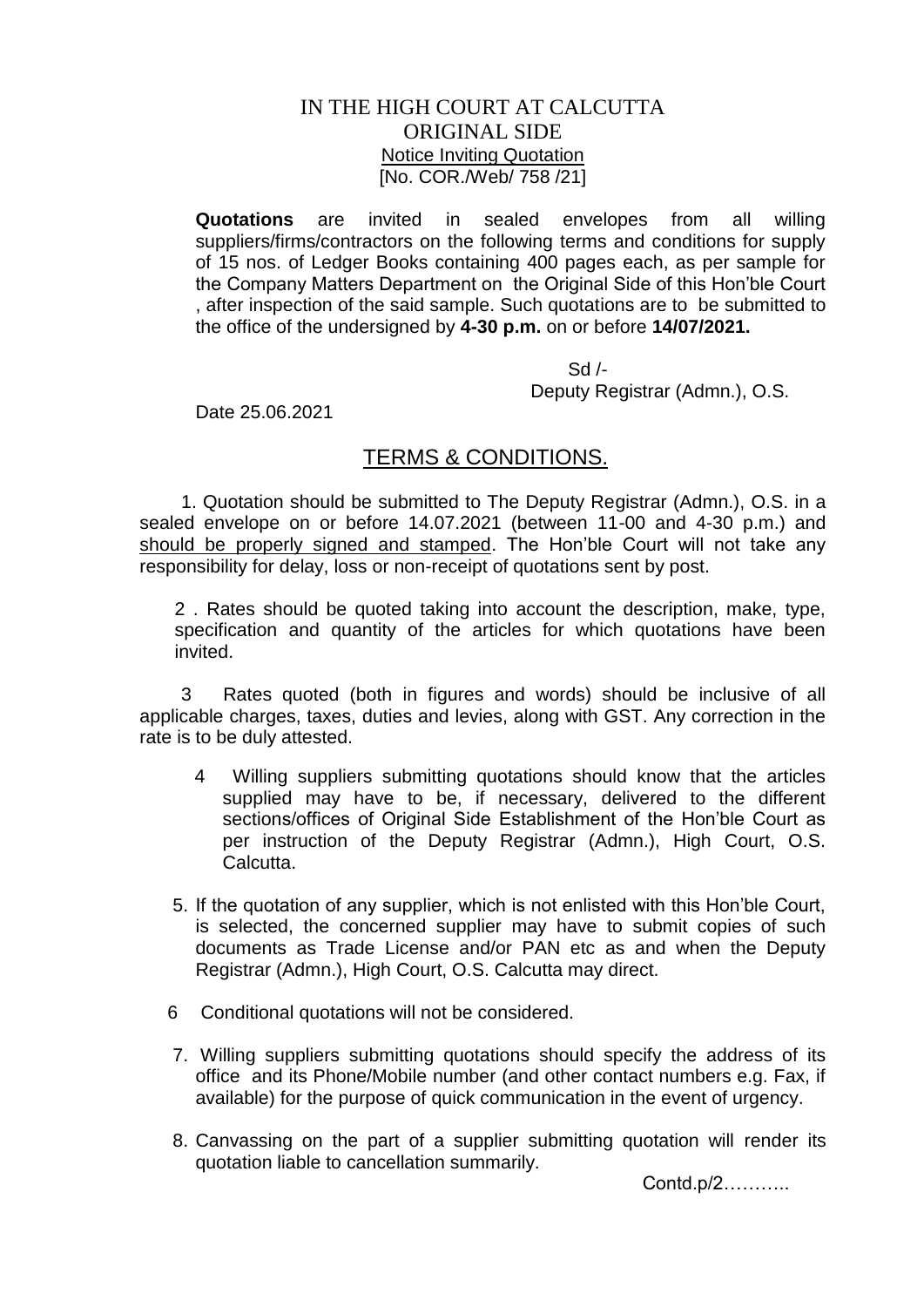# IN THE HIGH COURT AT CALCUTTA
## ORIGINAL SIDE
### Notice Inviting Quotation
[No. COR./Web/ 758 /21]

**Quotations** are invited in sealed envelopes from all willing suppliers/firms/contractors on the following terms and conditions for supply of 15 nos. of Ledger Books containing 400 pages each, as per sample for the Company Matters Department on the Original Side of this Hon'ble Court , after inspection of the said sample. Such quotations are to be submitted to the office of the undersigned by **4-30 p.m.** on or before **14/07/2021.**

Sd /-
Deputy Registrar (Admn.), O.S.

Date 25.06.2021

## TERMS & CONDITIONS.

1. Quotation should be submitted to The Deputy Registrar (Admn.), O.S. in a sealed envelope on or before 14.07.2021 (between 11-00 and 4-30 p.m.) and should be properly signed and stamped. The Hon'ble Court will not take any responsibility for delay, loss or non-receipt of quotations sent by post.

2 . Rates should be quoted taking into account the description, make, type, specification and quantity of the articles for which quotations have been invited.

3 Rates quoted (both in figures and words) should be inclusive of all applicable charges, taxes, duties and levies, along with GST. Any correction in the rate is to be duly attested.

4 Willing suppliers submitting quotations should know that the articles supplied may have to be, if necessary, delivered to the different sections/offices of Original Side Establishment of the Hon'ble Court as per instruction of the Deputy Registrar (Admn.), High Court, O.S. Calcutta.

5. If the quotation of any supplier, which is not enlisted with this Hon'ble Court, is selected, the concerned supplier may have to submit copies of such documents as Trade License and/or PAN etc as and when the Deputy Registrar (Admn.), High Court, O.S. Calcutta may direct.

6 Conditional quotations will not be considered.

7. Willing suppliers submitting quotations should specify the address of its office and its Phone/Mobile number (and other contact numbers e.g. Fax, if available) for the purpose of quick communication in the event of urgency.

8. Canvassing on the part of a supplier submitting quotation will render its quotation liable to cancellation summarily.

Contd.p/2………..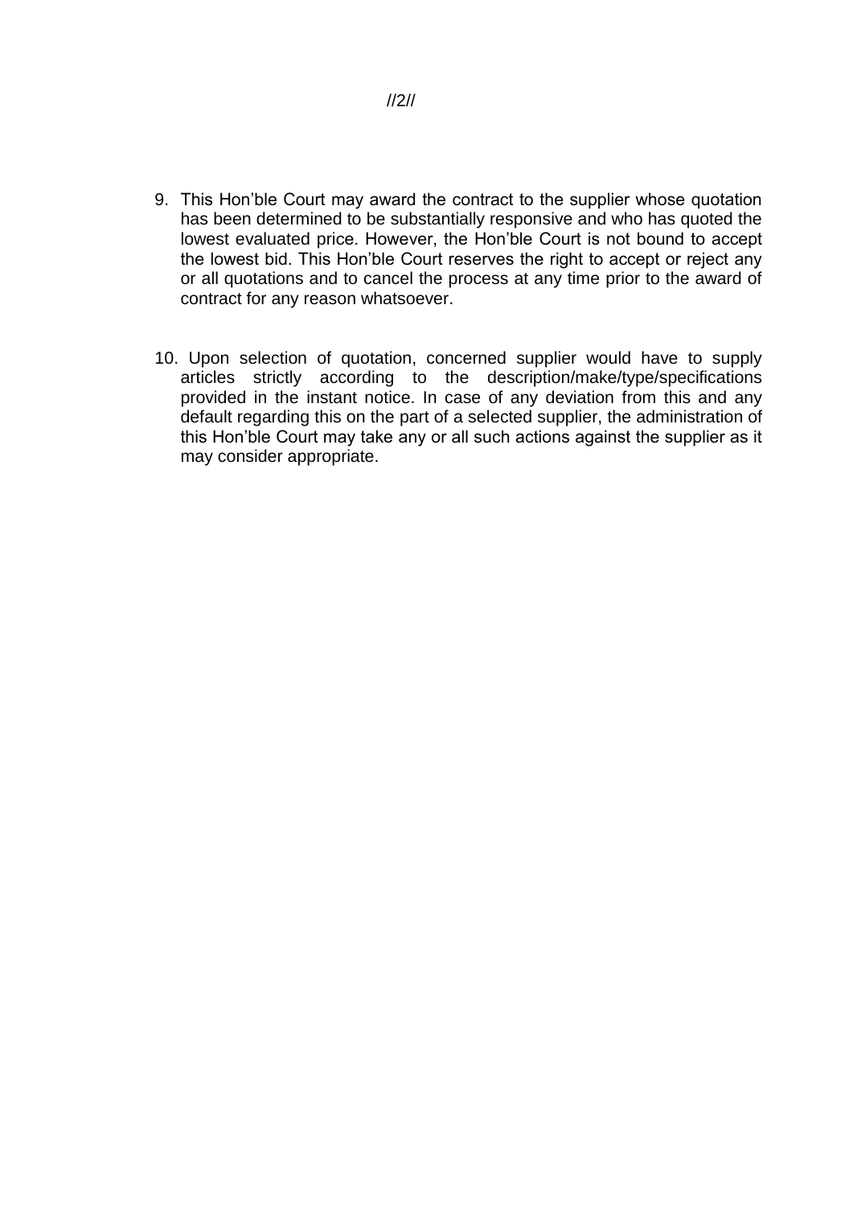9. This Hon'ble Court may award the contract to the supplier whose quotation has been determined to be substantially responsive and who has quoted the lowest evaluated price. However, the Hon'ble Court is not bound to accept the lowest bid. This Hon'ble Court reserves the right to accept or reject any or all quotations and to cancel the process at any time prior to the award of contract for any reason whatsoever.

10. Upon selection of quotation, concerned supplier would have to supply articles strictly according to the description/make/type/specifications provided in the instant notice. In case of any deviation from this and any default regarding this on the part of a selected supplier, the administration of this Hon'ble Court may take any or all such actions against the supplier as it may consider appropriate.